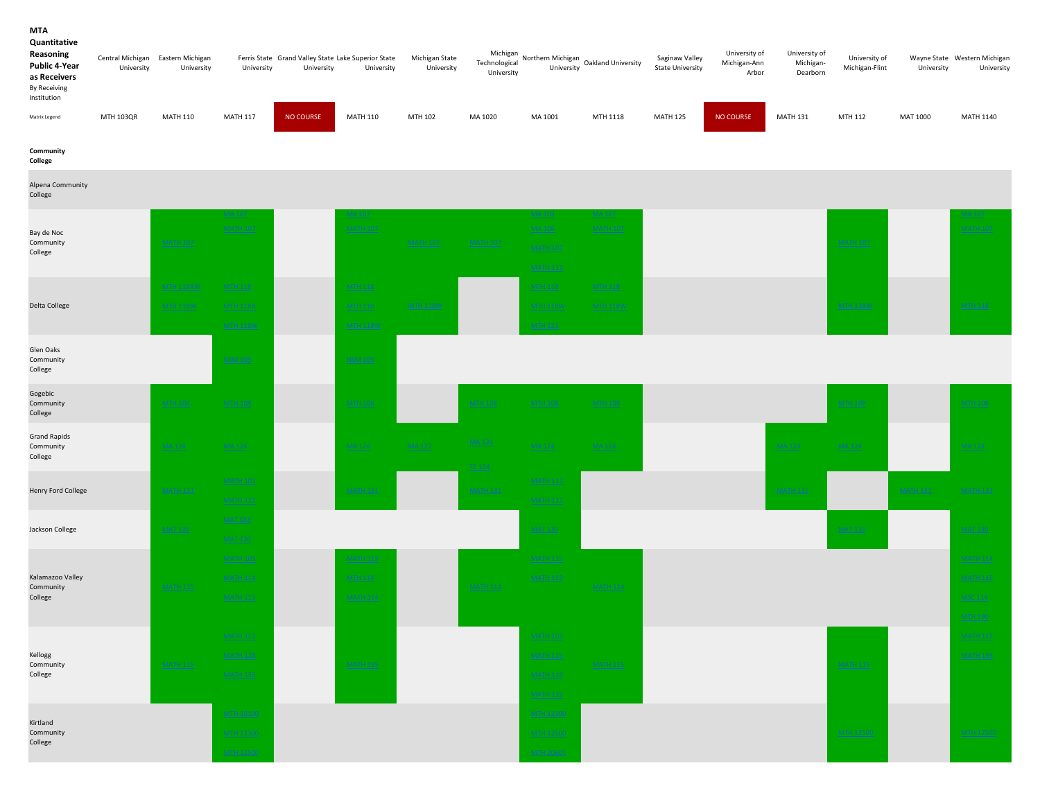**MTA Quantitative Reasoning Public 4-Year as Receivers**
By Receiving Institution

| Community College | Central Michigan University | Eastern Michigan University | Ferris State University | Grand Valley State University | Lake Superior State University | Michigan State University | Michigan Technological University | Northern Michigan University | Oakland University | Saginaw Valley State University | University of Michigan-Ann Arbor | University of Michigan-Dearborn | University of Michigan-Flint | Wayne State University | Western Michigan University |
|---|---|---|---|---|---|---|---|---|---|---|---|---|---|---|---|
| Matrix Legend | MTH 103QR | MATH 110 | MATH 117 | NO COURSE | MATH 110 | MTH 102 | MA 1020 | MA 1001 | MTH 1118 | MATH 125 | NO COURSE | MATH 131 | MTH 112 | MAT 1000 | MATH 1140 |
| Alpena Community College | | | | | | | | | | | | | | | |
| Bay de Noc Community College | | MATH 107 | MA 102<br>MATH 107 | | MA 102<br>MATH 107 | MATH 107 | MATH 107 | MA 102<br>MA 103<br>MATH 107<br>MATH 111 | MA 102<br>MATH 107 | | | | MATH 107 | | MA 102<br>MATH 107 |
| Delta College | | MTH 118AW<br>MTH 118W | MTH 118<br>MTH 118A<br>MTH 118W | | MTH 118<br>MTH 118A<br>MTH 118W | MTH 118W | | MTH 118<br>MTH 118W<br>MTH 121 | MTH 118<br>MTH 118W | | | | MTH 118W | | MTH 118 |
| Glen Oaks Community College | | | MAT 105 | | MAT 105 | | | | | | | | | | |
| Gogebic Community College | | MTH 108 | MTH 108 | | MTH 108 | | MTH 108 | MTH 108 | MTH 108 | | | | MTH 108 | | MTH 108 |
| Grand Rapids Community College | | MA 124 | MA 124 | | MA 124 | MA 127 | MA 124<br>TE 164 | MA 124 | MA 124 | | | MA 124 | MA 124 | | MA 124 |
| Henry Ford College | | MATH 131 | MATH 101<br>MATH 131 | | MATH 131 | | MATH 131 | MATH 115<br>MATH 131 | | | | MATH 131 | | MATH 131 | MATH 131 |
| Jackson College | | MAT 130 | MAT 083<br>MAT 131 | | | | | MAT 130 | | | | | MAT 131 | | MAT 130 |
| Kalamazoo Valley Community College | | MATH 155 | MATH 105<br>MATH 114<br>MATH 115 | | MATH 115<br>MATH 114<br>MATH 114 | | MATH 114 | MATH 115<br>MATH 150 | MATH 118 | | | | | | MATH 114<br>MATH 115<br>MATH 114<br>MATH 105 |
| Kellogg Community College | | MATH 133 | MATH 115<br>MATH 119<br>MATH 125 | | MATH 133 | | | MATH 102<br>MATH 115<br>MATH 119<br>MATH 133 | MATH 135 | | | | MATH 115 | | MATH 115<br>MATH 125 |
| Kirtland Community College | | | MTH 10100<br>MTH 12100<br>MTH 12520 | | | | | MTH 12500<br>MTH 13500<br>MTH 16001 | | | | | MTH 12500 | | MTH 12500 |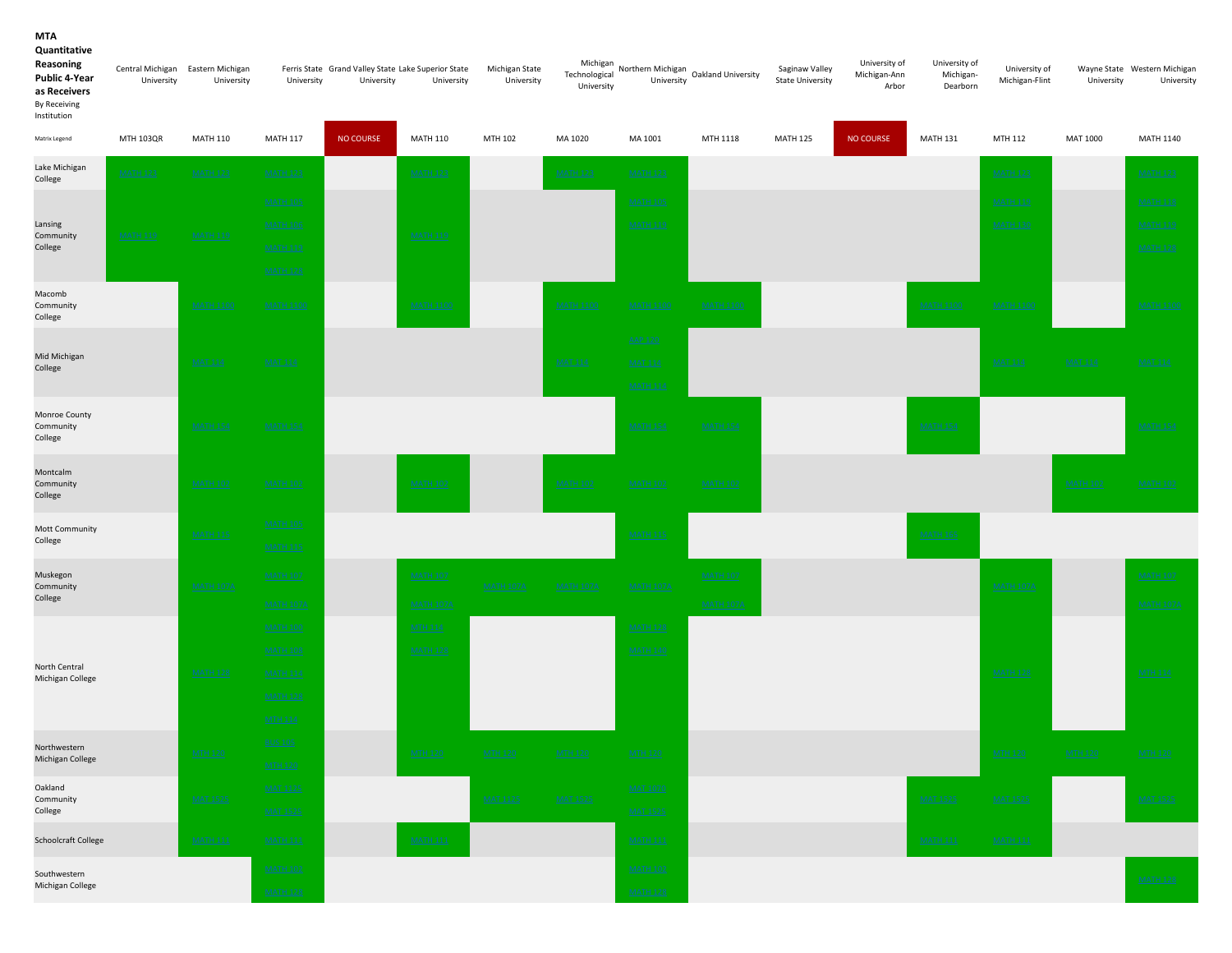**MTA Quantitative Reasoning Public 4-Year as Receivers**
By Receiving Institution

| Matrix Legend | Central Michigan University | Eastern Michigan University | Ferris State University | Grand Valley State University | Lake Superior State University | Michigan State University | Michigan Technological University | Northern Michigan University | Oakland University | Saginaw Valley State University | University of Michigan-Ann Arbor | University of Michigan-Dearborn | University of Michigan-Flint | Wayne State University | Western Michigan University |
|---|---|---|---|---|---|---|---|---|---|---|---|---|---|---|---|
| | MTH 103QR | MATH 110 | MATH 117 | NO COURSE | MATH 110 | MTH 102 | MA 1020 | MA 1001 | MTH 1118 | MATH 125 | NO COURSE | MATH 131 | MTH 112 | MAT 1000 | MATH 1140 |
| Lake Michigan College | MATH 123 | MATH 123 | MATH 123 | | MATH 123 | | MATH 123 | MATH 123 | | | | | MATH 123 | | MATH 123 |
| Lansing Community College | MATH 119 | MATH 119 | MATH 102<br>MATH 106<br>MATH 119<br>MATH 148 | | MATH 119 | | | MATH 106<br>MATH 119 | | | | | MATH 119<br>MATH 120 | | MATH 119<br>MATH 119<br>MATH 128 |
| Macomb Community College | | MATH 1100 | MATH 1100 | | MATH 1100 | | MATH 1100 | MATH 1100 | MATH 1100 | | | MATH 1100 | MATH 1100 | | MATH 1100 |
| Mid Michigan College | | MAT 114 | MAT 114 | | | | MAT 114 | MAT 110<br>MAT 114<br>MAT 116 | | | | | MAT 114 | MAT 114 | MAT 114 |
| Monroe County Community College | | MATH 154 | MATH 154 | | | | | MATH 154 | MATH 154 | | | MATH 154 | | | MATH 154 |
| Montcalm Community College | | MATH 102 | MATH 102 | | MATH 102 | | MATH 102 | MATH 102 | MATH 102 | | | | | MATH 102 | MATH 102 |
| Mott Community College | | MATH 131 | MATH 105<br>MATH 131 | | | | | MATH 131 | | | | MATH 131 | | | |
| Muskegon Community College | | MATH 107A | MATH 107<br>MATH 107A | | MATH 107<br>MATH 107A | MATH 107A | MATH 107A | MATH 107A | MATH 107<br>MATH 107A | | | | MATH 107A | | MATH 107<br>MATH 107A |
| North Central Michigan College | | MATH 108 | MATH 100<br>MATH 108<br>MATH 114<br>MATH 126<br>MTH 111 | | MTH 114<br>MATH 128 | | | MATH 108<br>MATH 140 | | | | | MATH 128 | | MATH 108 |
| Northwestern Michigan College | | MTH 120 | MTH 105<br>MTH 120 | | MTH 120 | MTH 120 | MTH 120 | MTH 120 | | | | | MTH 120 | MTH 120 | MTH 120 |
| Oakland Community College | | MAT 1525 | MAT 1525<br>MAT 1625 | | | MAT 1525 | MAT 1525 | MAT 1525<br>MAT 1625 | | | | MAT 1525 | MAT 1525 | | MAT 1525 |
| Schoolcraft College | | MATH 111 | MATH 111 | | MATH 111 | | | MATH 111 | | | | MATH 111 | MATH 111 | | |
| Southwestern Michigan College | | | MATH 102<br>MATH 128 | | | | | MATH 102<br>MATH 128 | | | | | | | MATH 128 |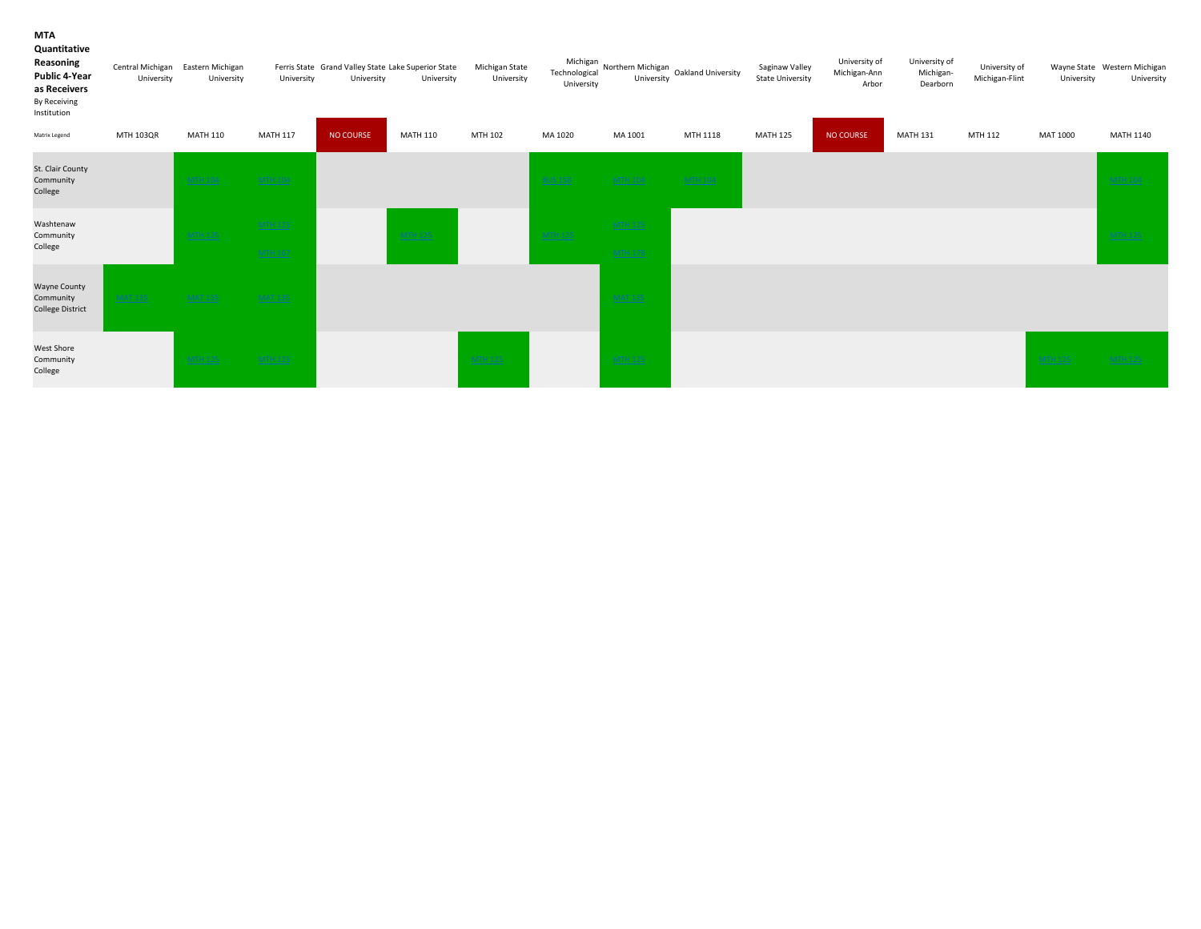| MTA Quantitative Reasoning Public 4-Year as Receivers<br>By Receiving Institution | Central Michigan University | Eastern Michigan University | Ferris State University | Grand Valley State University | Lake Superior State University | Michigan State University | Michigan Technological University | Northern Michigan University | Oakland University | Saginaw Valley State University | University of Michigan-Ann Arbor | University of Michigan-Dearborn | University of Michigan-Flint | Wayne State University | Western Michigan University |
|---|---|---|---|---|---|---|---|---|---|---|---|---|---|---|---|
| Matrix Legend | MTH 103QR | MATH 110 | MATH 117 | NO COURSE | MATH 110 | MTH 102 | MA 1020 | MA 1001 | MTH 1118 | MATH 125 | NO COURSE | MATH 131 | MTH 112 | MAT 1000 | MATH 1140 |
| St. Clair County Community College | | MTH 104 | MTH 104 | | | | MTH 150 | MTH 104 | MTH 104 | | | | | | MTH 104 |
| Washtenaw Community College | | MTH 125 | MTH 125<br>MTH 167 | | MTH 125 | | MTH 125 | MTH 125<br>MTH 126 | | | | | | | MTH 125 |
| Wayne County Community College District | MAT 135 | MAT 135 | MAT 135 | | | | | MAT 135 | | | | | | | |
| West Shore Community College | | MTH 125 | MTH 125 | | | MTH 125 | | MTH 125 | | | | | | MTH 125 | MTH 125 |